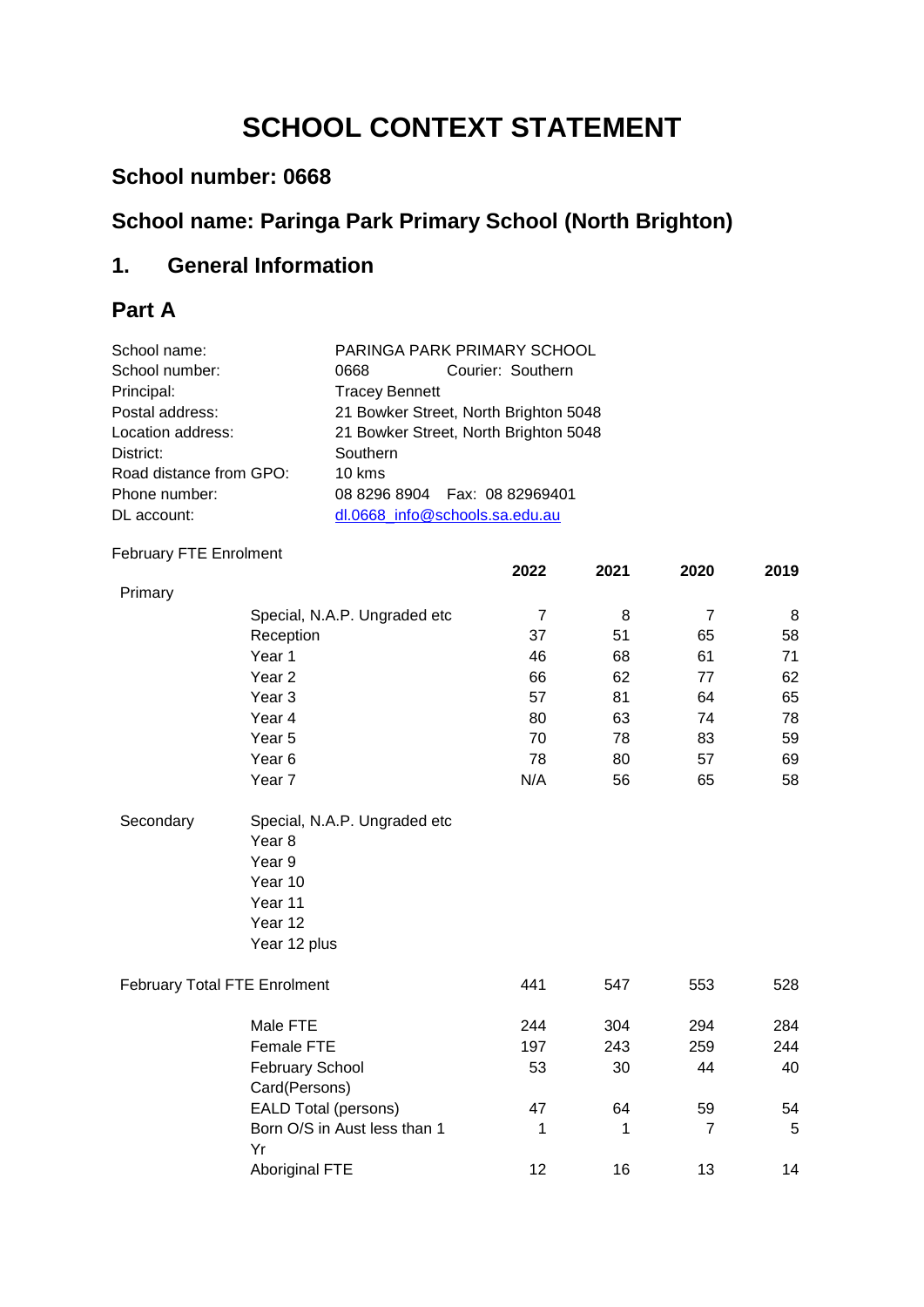# SCHOOL CONTEXT STATEMENT

## School number: 0668

## School name: Paringa Park Primary School (North Brighton)

## 1. General Information

## Part A

| | |
|---|---|
| School name: | PARINGA PARK PRIMARY SCHOOL |
| School number: | 0668 Courier: Southern |
| Principal: | Tracey Bennett |
| Postal address: | 21 Bowker Street, North Brighton 5048 |
| Location address: | 21 Bowker Street, North Brighton 5048 |
| District: | Southern |
| Road distance from GPO: | 10 kms |
| Phone number: | 08 8296 8904 Fax: 08 82969401 |
| DL account: | dl.0668_info@schools.sa.edu.au |

February FTE Enrolment

| | | 2022 | 2021 | 2020 | 2019 |
|---|---|---|---|---|---|
| Primary | | | | | |
| | Special, N.A.P. Ungraded etc | 7 | 8 | 7 | 8 |
| | Reception | 37 | 51 | 65 | 58 |
| | Year 1 | 46 | 68 | 61 | 71 |
| | Year 2 | 66 | 62 | 77 | 62 |
| | Year 3 | 57 | 81 | 64 | 65 |
| | Year 4 | 80 | 63 | 74 | 78 |
| | Year 5 | 70 | 78 | 83 | 59 |
| | Year 6 | 78 | 80 | 57 | 69 |
| | Year 7 | N/A | 56 | 65 | 58 |
| Secondary | Special, N.A.P. Ungraded etc | | | | |
| | Year 8 | | | | |
| | Year 9 | | | | |
| | Year 10 | | | | |
| | Year 11 | | | | |
| | Year 12 | | | | |
| | Year 12 plus | | | | |
| February Total FTE Enrolment | | 441 | 547 | 553 | 528 |
| | Male FTE | 244 | 304 | 294 | 284 |
| | Female FTE | 197 | 243 | 259 | 244 |
| | February School Card(Persons) | 53 | 30 | 44 | 40 |
| | EALD Total (persons) | 47 | 64 | 59 | 54 |
| | Born O/S in Aust less than 1 Yr | 1 | 1 | 7 | 5 |
| | Aboriginal FTE | 12 | 16 | 13 | 14 |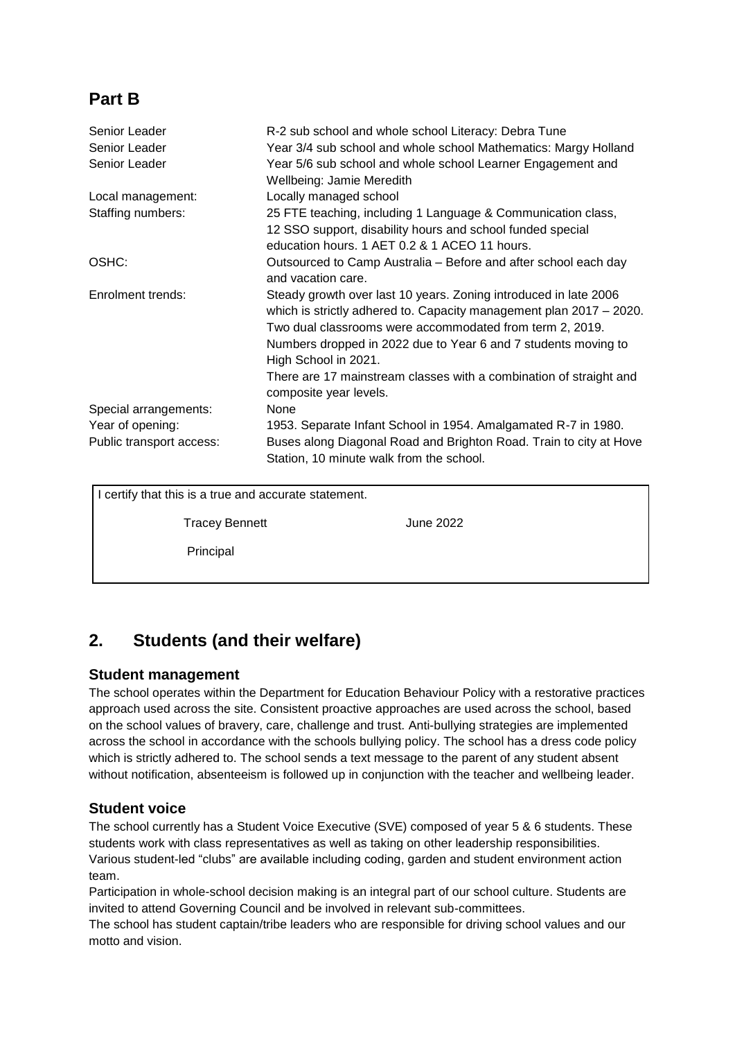## Part B

| | |
|---|---|
| Senior Leader | R-2 sub school and whole school Literacy: Debra Tune |
| Senior Leader | Year 3/4 sub school and whole school Mathematics: Margy Holland |
| Senior Leader | Year 5/6 sub school and whole school Learner Engagement and Wellbeing: Jamie Meredith |
| Local management: | Locally managed school |
| Staffing numbers: | 25 FTE teaching, including 1 Language & Communication class, 12 SSO support, disability hours and school funded special education hours. 1 AET 0.2 & 1 ACEO 11 hours. |
| OSHC: | Outsourced to Camp Australia – Before and after school each day and vacation care. |
| Enrolment trends: | Steady growth over last 10 years. Zoning introduced in late 2006 which is strictly adhered to. Capacity management plan 2017 – 2020. Two dual classrooms were accommodated from term 2, 2019. Numbers dropped in 2022 due to Year 6 and 7 students moving to High School in 2021. There are 17 mainstream classes with a combination of straight and composite year levels. |
| Special arrangements: | None |
| Year of opening: | 1953. Separate Infant School in 1954. Amalgamated R-7 in 1980. |
| Public transport access: | Buses along Diagonal Road and Brighton Road. Train to city at Hove Station, 10 minute walk from the school. |

I certify that this is a true and accurate statement.

Tracey Bennett June 2022

Principal

## 2. Students (and their welfare)

### Student management

The school operates within the Department for Education Behaviour Policy with a restorative practices approach used across the site. Consistent proactive approaches are used across the school, based on the school values of bravery, care, challenge and trust. Anti-bullying strategies are implemented across the school in accordance with the schools bullying policy. The school has a dress code policy which is strictly adhered to. The school sends a text message to the parent of any student absent without notification, absenteeism is followed up in conjunction with the teacher and wellbeing leader.

### Student voice

The school currently has a Student Voice Executive (SVE) composed of year 5 & 6 students. These students work with class representatives as well as taking on other leadership responsibilities. Various student-led "clubs" are available including coding, garden and student environment action team.

Participation in whole-school decision making is an integral part of our school culture. Students are invited to attend Governing Council and be involved in relevant sub-committees.

The school has student captain/tribe leaders who are responsible for driving school values and our motto and vision.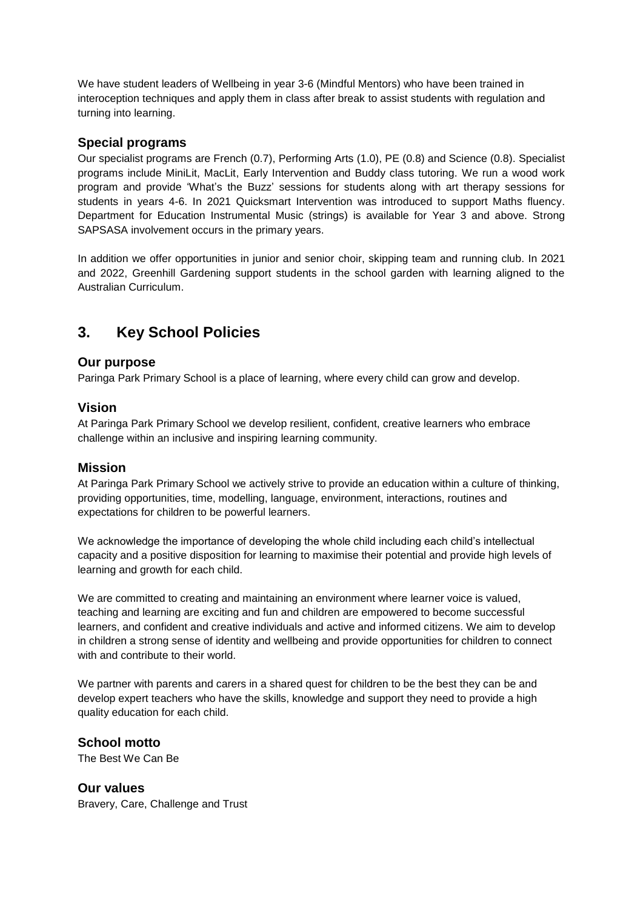We have student leaders of Wellbeing in year 3-6 (Mindful Mentors) who have been trained in interoception techniques and apply them in class after break to assist students with regulation and turning into learning.

### Special programs

Our specialist programs are French (0.7), Performing Arts (1.0), PE (0.8) and Science (0.8). Specialist programs include MiniLit, MacLit, Early Intervention and Buddy class tutoring. We run a wood work program and provide 'What's the Buzz' sessions for students along with art therapy sessions for students in years 4-6. In 2021 Quicksmart Intervention was introduced to support Maths fluency. Department for Education Instrumental Music (strings) is available for Year 3 and above. Strong SAPSASA involvement occurs in the primary years.

In addition we offer opportunities in junior and senior choir, skipping team and running club. In 2021 and 2022, Greenhill Gardening support students in the school garden with learning aligned to the Australian Curriculum.

## 3. Key School Policies

### Our purpose

Paringa Park Primary School is a place of learning, where every child can grow and develop.

### Vision

At Paringa Park Primary School we develop resilient, confident, creative learners who embrace challenge within an inclusive and inspiring learning community.

### Mission

At Paringa Park Primary School we actively strive to provide an education within a culture of thinking, providing opportunities, time, modelling, language, environment, interactions, routines and expectations for children to be powerful learners.

We acknowledge the importance of developing the whole child including each child's intellectual capacity and a positive disposition for learning to maximise their potential and provide high levels of learning and growth for each child.

We are committed to creating and maintaining an environment where learner voice is valued, teaching and learning are exciting and fun and children are empowered to become successful learners, and confident and creative individuals and active and informed citizens. We aim to develop in children a strong sense of identity and wellbeing and provide opportunities for children to connect with and contribute to their world.

We partner with parents and carers in a shared quest for children to be the best they can be and develop expert teachers who have the skills, knowledge and support they need to provide a high quality education for each child.

### School motto

The Best We Can Be

### Our values

Bravery, Care, Challenge and Trust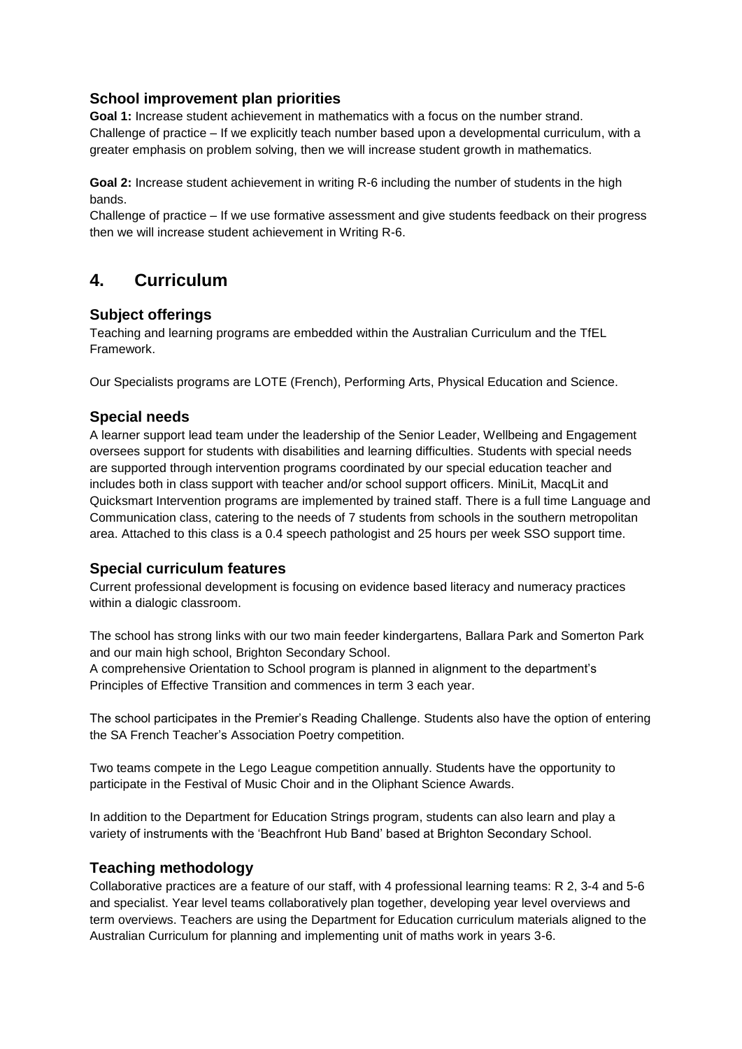### School improvement plan priorities

**Goal 1:** Increase student achievement in mathematics with a focus on the number strand.
Challenge of practice – If we explicitly teach number based upon a developmental curriculum, with a greater emphasis on problem solving, then we will increase student growth in mathematics.

**Goal 2:** Increase student achievement in writing R-6 including the number of students in the high bands.
Challenge of practice – If we use formative assessment and give students feedback on their progress then we will increase student achievement in Writing R-6.

## 4. Curriculum

### Subject offerings

Teaching and learning programs are embedded within the Australian Curriculum and the TfEL Framework.

Our Specialists programs are LOTE (French), Performing Arts, Physical Education and Science.

### Special needs

A learner support lead team under the leadership of the Senior Leader, Wellbeing and Engagement oversees support for students with disabilities and learning difficulties. Students with special needs are supported through intervention programs coordinated by our special education teacher and includes both in class support with teacher and/or school support officers. MiniLit, MacqLit and Quicksmart Intervention programs are implemented by trained staff. There is a full time Language and Communication class, catering to the needs of 7 students from schools in the southern metropolitan area. Attached to this class is a 0.4 speech pathologist and 25 hours per week SSO support time.

### Special curriculum features

Current professional development is focusing on evidence based literacy and numeracy practices within a dialogic classroom.

The school has strong links with our two main feeder kindergartens, Ballara Park and Somerton Park and our main high school, Brighton Secondary School.
A comprehensive Orientation to School program is planned in alignment to the department's Principles of Effective Transition and commences in term 3 each year.

The school participates in the Premier's Reading Challenge. Students also have the option of entering the SA French Teacher's Association Poetry competition.

Two teams compete in the Lego League competition annually. Students have the opportunity to participate in the Festival of Music Choir and in the Oliphant Science Awards.

In addition to the Department for Education Strings program, students can also learn and play a variety of instruments with the 'Beachfront Hub Band' based at Brighton Secondary School.

### Teaching methodology

Collaborative practices are a feature of our staff, with 4 professional learning teams: R 2, 3-4 and 5-6 and specialist. Year level teams collaboratively plan together, developing year level overviews and term overviews. Teachers are using the Department for Education curriculum materials aligned to the Australian Curriculum for planning and implementing unit of maths work in years 3-6.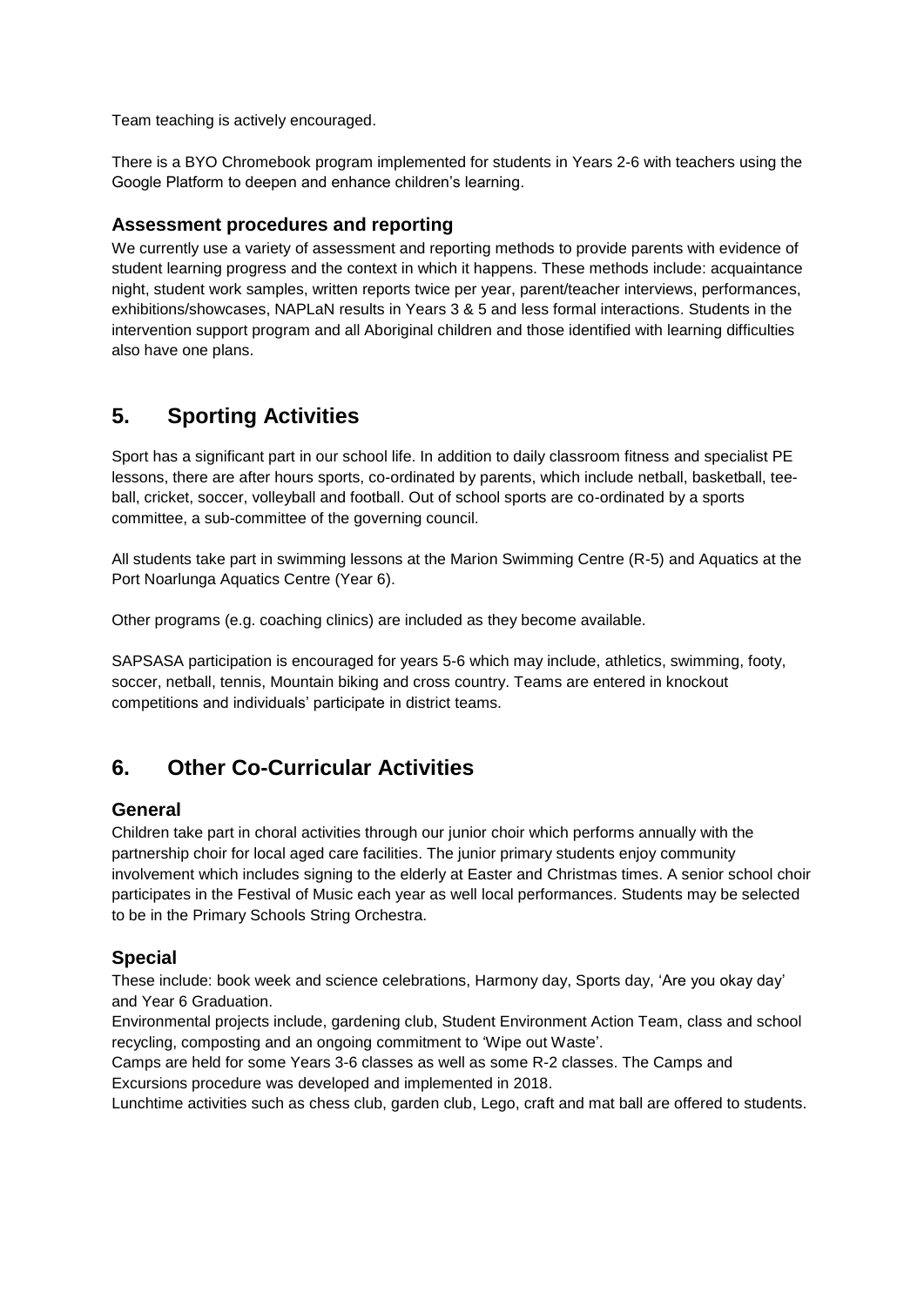Team teaching is actively encouraged.

There is a BYO Chromebook program implemented for students in Years 2-6 with teachers using the Google Platform to deepen and enhance children's learning.

### Assessment procedures and reporting

We currently use a variety of assessment and reporting methods to provide parents with evidence of student learning progress and the context in which it happens. These methods include: acquaintance night, student work samples, written reports twice per year, parent/teacher interviews, performances, exhibitions/showcases, NAPLaN results in Years 3 & 5 and less formal interactions. Students in the intervention support program and all Aboriginal children and those identified with learning difficulties also have one plans.

## 5. Sporting Activities

Sport has a significant part in our school life. In addition to daily classroom fitness and specialist PE lessons, there are after hours sports, co-ordinated by parents, which include netball, basketball, tee-ball, cricket, soccer, volleyball and football. Out of school sports are co-ordinated by a sports committee, a sub-committee of the governing council.

All students take part in swimming lessons at the Marion Swimming Centre (R-5) and Aquatics at the Port Noarlunga Aquatics Centre (Year 6).

Other programs (e.g. coaching clinics) are included as they become available.

SAPSASA participation is encouraged for years 5-6 which may include, athletics, swimming, footy, soccer, netball, tennis, Mountain biking and cross country. Teams are entered in knockout competitions and individuals' participate in district teams.

## 6. Other Co-Curricular Activities

### General

Children take part in choral activities through our junior choir which performs annually with the partnership choir for local aged care facilities. The junior primary students enjoy community involvement which includes signing to the elderly at Easter and Christmas times. A senior school choir participates in the Festival of Music each year as well local performances. Students may be selected to be in the Primary Schools String Orchestra.

### Special

These include: book week and science celebrations, Harmony day, Sports day, 'Are you okay day' and Year 6 Graduation.

Environmental projects include, gardening club, Student Environment Action Team, class and school recycling, composting and an ongoing commitment to 'Wipe out Waste'.

Camps are held for some Years 3-6 classes as well as some R-2 classes. The Camps and Excursions procedure was developed and implemented in 2018.

Lunchtime activities such as chess club, garden club, Lego, craft and mat ball are offered to students.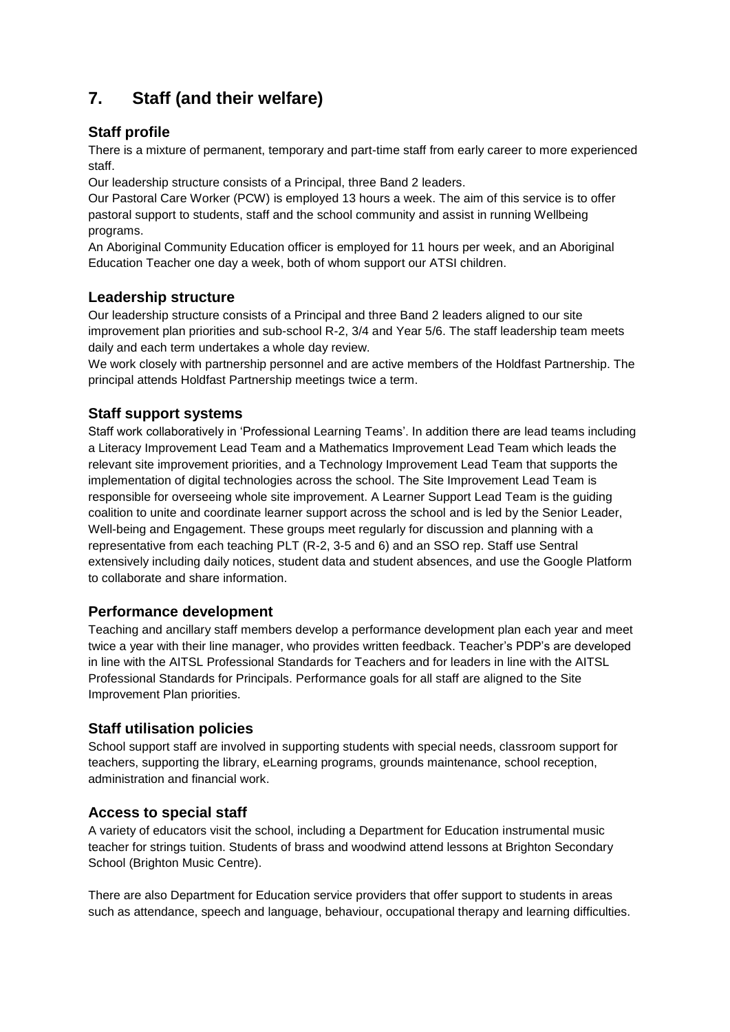# 7. Staff (and their welfare)

## Staff profile

There is a mixture of permanent, temporary and part-time staff from early career to more experienced staff.

Our leadership structure consists of a Principal, three Band 2 leaders.

Our Pastoral Care Worker (PCW) is employed 13 hours a week. The aim of this service is to offer pastoral support to students, staff and the school community and assist in running Wellbeing programs.

An Aboriginal Community Education officer is employed for 11 hours per week, and an Aboriginal Education Teacher one day a week, both of whom support our ATSI children.

## Leadership structure

Our leadership structure consists of a Principal and three Band 2 leaders aligned to our site improvement plan priorities and sub-school R-2, 3/4 and Year 5/6. The staff leadership team meets daily and each term undertakes a whole day review.

We work closely with partnership personnel and are active members of the Holdfast Partnership. The principal attends Holdfast Partnership meetings twice a term.

## Staff support systems

Staff work collaboratively in 'Professional Learning Teams'. In addition there are lead teams including a Literacy Improvement Lead Team and a Mathematics Improvement Lead Team which leads the relevant site improvement priorities, and a Technology Improvement Lead Team that supports the implementation of digital technologies across the school. The Site Improvement Lead Team is responsible for overseeing whole site improvement. A Learner Support Lead Team is the guiding coalition to unite and coordinate learner support across the school and is led by the Senior Leader, Well-being and Engagement. These groups meet regularly for discussion and planning with a representative from each teaching PLT (R-2, 3-5 and 6) and an SSO rep. Staff use Sentral extensively including daily notices, student data and student absences, and use the Google Platform to collaborate and share information.

## Performance development

Teaching and ancillary staff members develop a performance development plan each year and meet twice a year with their line manager, who provides written feedback. Teacher's PDP's are developed in line with the AITSL Professional Standards for Teachers and for leaders in line with the AITSL Professional Standards for Principals. Performance goals for all staff are aligned to the Site Improvement Plan priorities.

## Staff utilisation policies

School support staff are involved in supporting students with special needs, classroom support for teachers, supporting the library, eLearning programs, grounds maintenance, school reception, administration and financial work.

## Access to special staff

A variety of educators visit the school, including a Department for Education instrumental music teacher for strings tuition. Students of brass and woodwind attend lessons at Brighton Secondary School (Brighton Music Centre).

There are also Department for Education service providers that offer support to students in areas such as attendance, speech and language, behaviour, occupational therapy and learning difficulties.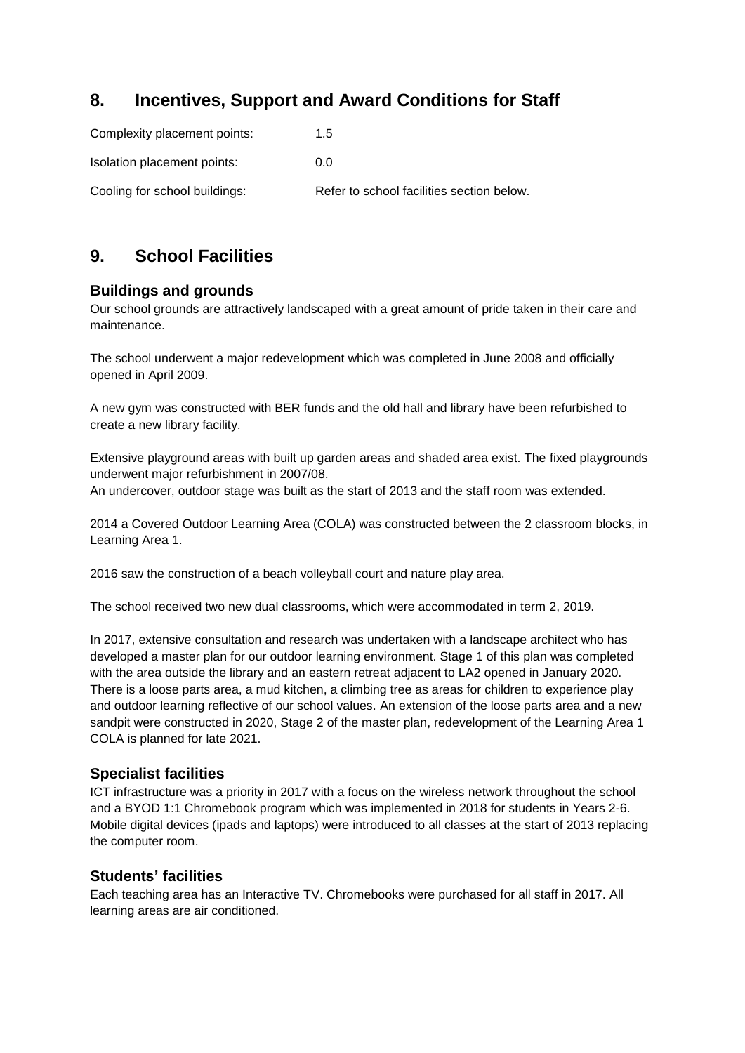## 8. Incentives, Support and Award Conditions for Staff

| | |
|---|---|
| Complexity placement points: | 1.5 |
| Isolation placement points: | 0.0 |
| Cooling for school buildings: | Refer to school facilities section below. |

## 9. School Facilities

### Buildings and grounds

Our school grounds are attractively landscaped with a great amount of pride taken in their care and maintenance.

The school underwent a major redevelopment which was completed in June 2008 and officially opened in April 2009.

A new gym was constructed with BER funds and the old hall and library have been refurbished to create a new library facility.

Extensive playground areas with built up garden areas and shaded area exist. The fixed playgrounds underwent major refurbishment in 2007/08.
An undercover, outdoor stage was built as the start of 2013 and the staff room was extended.

2014 a Covered Outdoor Learning Area (COLA) was constructed between the 2 classroom blocks, in Learning Area 1.

2016 saw the construction of a beach volleyball court and nature play area.

The school received two new dual classrooms, which were accommodated in term 2, 2019.

In 2017, extensive consultation and research was undertaken with a landscape architect who has developed a master plan for our outdoor learning environment. Stage 1 of this plan was completed with the area outside the library and an eastern retreat adjacent to LA2 opened in January 2020. There is a loose parts area, a mud kitchen, a climbing tree as areas for children to experience play and outdoor learning reflective of our school values. An extension of the loose parts area and a new sandpit were constructed in 2020, Stage 2 of the master plan, redevelopment of the Learning Area 1 COLA is planned for late 2021.

### Specialist facilities

ICT infrastructure was a priority in 2017 with a focus on the wireless network throughout the school and a BYOD 1:1 Chromebook program which was implemented in 2018 for students in Years 2-6. Mobile digital devices (ipads and laptops) were introduced to all classes at the start of 2013 replacing the computer room.

### Students' facilities

Each teaching area has an Interactive TV. Chromebooks were purchased for all staff in 2017. All learning areas are air conditioned.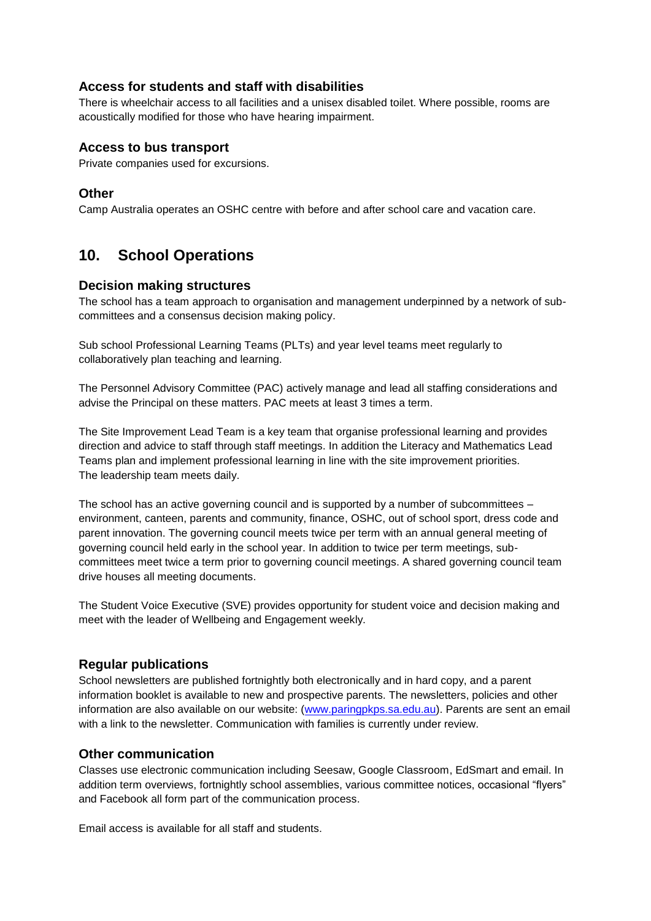### Access for students and staff with disabilities

There is wheelchair access to all facilities and a unisex disabled toilet. Where possible, rooms are acoustically modified for those who have hearing impairment.

### Access to bus transport

Private companies used for excursions.

### Other

Camp Australia operates an OSHC centre with before and after school care and vacation care.

## 10. School Operations

### Decision making structures

The school has a team approach to organisation and management underpinned by a network of sub-committees and a consensus decision making policy.

Sub school Professional Learning Teams (PLTs) and year level teams meet regularly to collaboratively plan teaching and learning.

The Personnel Advisory Committee (PAC) actively manage and lead all staffing considerations and advise the Principal on these matters. PAC meets at least 3 times a term.

The Site Improvement Lead Team is a key team that organise professional learning and provides direction and advice to staff through staff meetings. In addition the Literacy and Mathematics Lead Teams plan and implement professional learning in line with the site improvement priorities.
The leadership team meets daily.

The school has an active governing council and is supported by a number of subcommittees – environment, canteen, parents and community, finance, OSHC, out of school sport, dress code and parent innovation. The governing council meets twice per term with an annual general meeting of governing council held early in the school year. In addition to twice per term meetings, sub-committees meet twice a term prior to governing council meetings. A shared governing council team drive houses all meeting documents.

The Student Voice Executive (SVE) provides opportunity for student voice and decision making and meet with the leader of Wellbeing and Engagement weekly.

### Regular publications

School newsletters are published fortnightly both electronically and in hard copy, and a parent information booklet is available to new and prospective parents. The newsletters, policies and other information are also available on our website: ([www.paringpkps.sa.edu.au](www.paringpkps.sa.edu.au)). Parents are sent an email with a link to the newsletter. Communication with families is currently under review.

### Other communication

Classes use electronic communication including Seesaw, Google Classroom, EdSmart and email. In addition term overviews, fortnightly school assemblies, various committee notices, occasional "flyers" and Facebook all form part of the communication process.

Email access is available for all staff and students.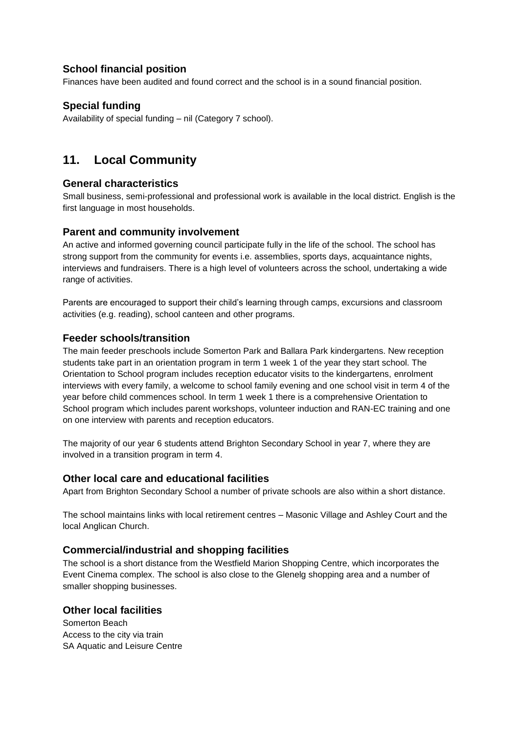### School financial position

Finances have been audited and found correct and the school is in a sound financial position.

### Special funding

Availability of special funding – nil (Category 7 school).

## 11. Local Community

### General characteristics

Small business, semi-professional and professional work is available in the local district. English is the first language in most households.

### Parent and community involvement

An active and informed governing council participate fully in the life of the school. The school has strong support from the community for events i.e. assemblies, sports days, acquaintance nights, interviews and fundraisers. There is a high level of volunteers across the school, undertaking a wide range of activities.

Parents are encouraged to support their child's learning through camps, excursions and classroom activities (e.g. reading), school canteen and other programs.

### Feeder schools/transition

The main feeder preschools include Somerton Park and Ballara Park kindergartens. New reception students take part in an orientation program in term 1 week 1 of the year they start school. The Orientation to School program includes reception educator visits to the kindergartens, enrolment interviews with every family, a welcome to school family evening and one school visit in term 4 of the year before child commences school. In term 1 week 1 there is a comprehensive Orientation to School program which includes parent workshops, volunteer induction and RAN-EC training and one on one interview with parents and reception educators.

The majority of our year 6 students attend Brighton Secondary School in year 7, where they are involved in a transition program in term 4.

### Other local care and educational facilities

Apart from Brighton Secondary School a number of private schools are also within a short distance.

The school maintains links with local retirement centres – Masonic Village and Ashley Court and the local Anglican Church.

### Commercial/industrial and shopping facilities

The school is a short distance from the Westfield Marion Shopping Centre, which incorporates the Event Cinema complex. The school is also close to the Glenelg shopping area and a number of smaller shopping businesses.

### Other local facilities

Somerton Beach
Access to the city via train
SA Aquatic and Leisure Centre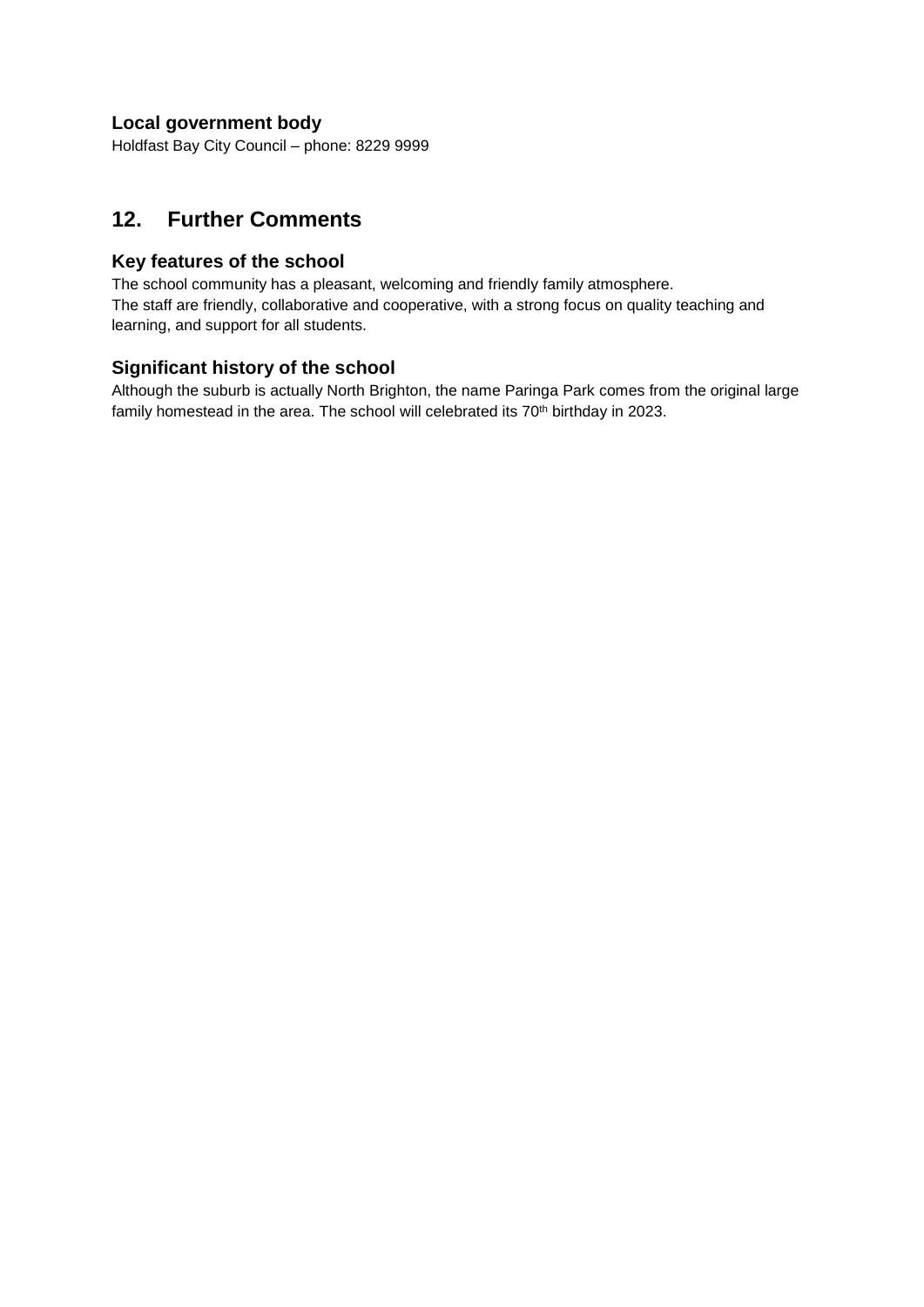### Local government body

Holdfast Bay City Council – phone: 8229 9999

## 12. Further Comments

### Key features of the school

The school community has a pleasant, welcoming and friendly family atmosphere.
The staff are friendly, collaborative and cooperative, with a strong focus on quality teaching and learning, and support for all students.

### Significant history of the school

Although the suburb is actually North Brighton, the name Paringa Park comes from the original large family homestead in the area. The school will celebrated its 70th birthday in 2023.